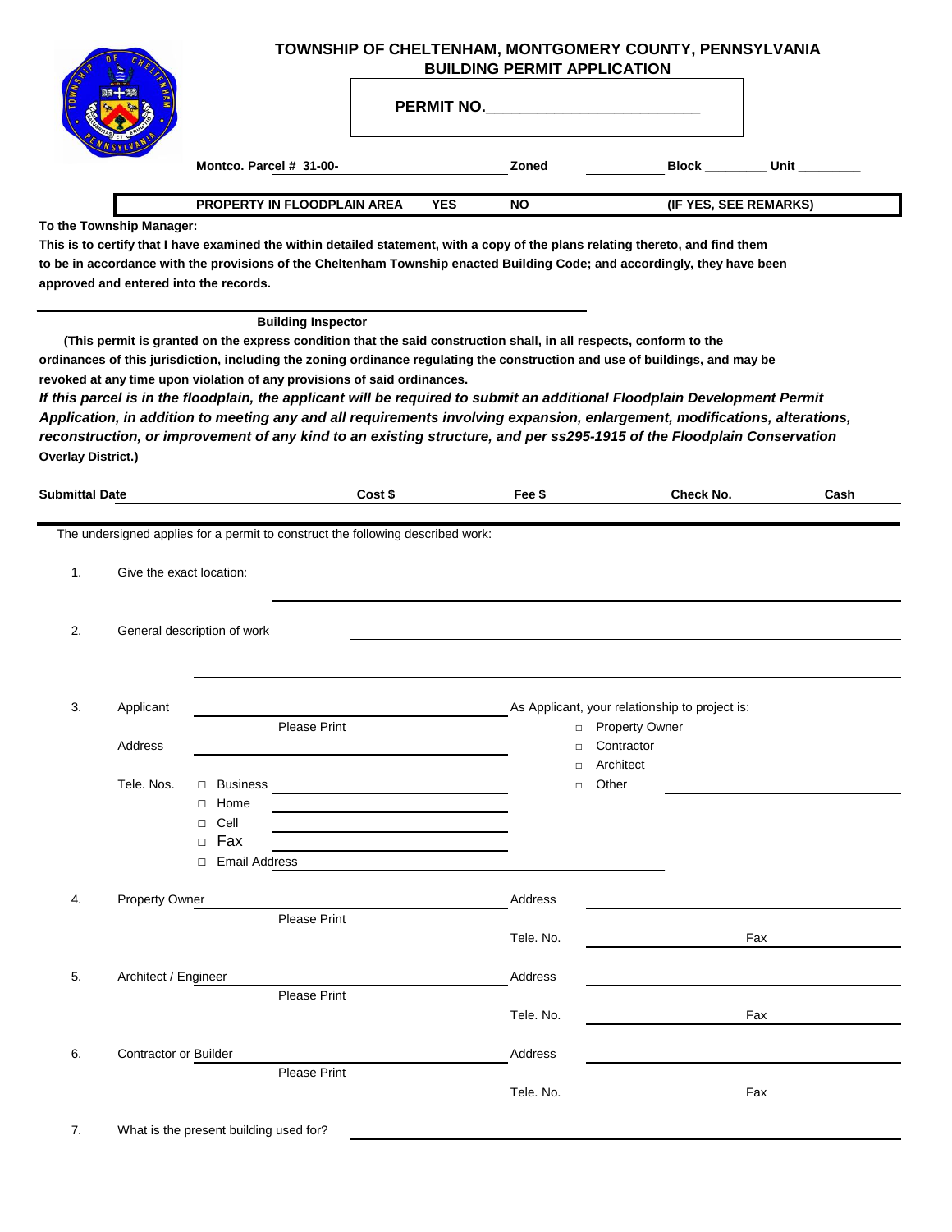# TOWNSHIP OF CHELTENHAM, MONTGOMERY COUNTY, PENNSYLVANIA
## BUILDING PERMIT APPLICATION

**PERMIT NO.**___________________________

**Montco. Parcel # 31-00-** ____________________ **Zoned** ____________ **Block** _________ **Unit** _________

**PROPERTY IN FLOODPLAIN AREA YES NO (IF YES, SEE REMARKS)**

**To the Township Manager:**

**This is to certify that I have examined the within detailed statement, with a copy of the plans relating thereto, and find them to be in accordance with the provisions of the Cheltenham Township enacted Building Code; and accordingly, they have been approved and entered into the records.**

_____________________________________________

**Building Inspector**

**(This permit is granted on the express condition that the said construction shall, in all respects, conform to the ordinances of this jurisdiction, including the zoning ordinance regulating the construction and use of buildings, and may be revoked at any time upon violation of any provisions of said ordinances.**
***If this parcel is in the floodplain, the applicant will be required to submit an additional Floodplain Development Permit Application, in addition to meeting any and all requirements involving expansion, enlargement, modifications, alterations, reconstruction, or improvement of any kind to an existing structure, and per ss295-1915 of the Floodplain Conservation*** **Overlay District.)**

**Submittal Date** ____________ **Cost $** ____________ **Fee $** ____________ **Check No.** ____________ **Cash** ____________

The undersigned applies for a permit to construct the following described work:

1. Give the exact location: _____________________________________________

2. General description of work _____________________________________________

   _____________________________________________

3. Applicant _____________________________ As Applicant, your relationship to project is:
   Please Print
   - □ Property Owner
   - □ Contractor
   - □ Architect
   - □ Other _______________

   Address _____________________________

   Tele. Nos.
   - □ Business _______________
   - □ Home _______________
   - □ Cell _______________
   - □ Fax _______________
   - □ Email Address _______________

4. Property Owner _____________________________ Address _____________________________
   Please Print
   Tele. No. _______________ Fax _______________

5. Architect / Engineer _____________________________ Address _____________________________
   Please Print
   Tele. No. _______________ Fax _______________

6. Contractor or Builder _____________________________ Address _____________________________
   Please Print
   Tele. No. _______________ Fax _______________

7. What is the present building used for? _____________________________________________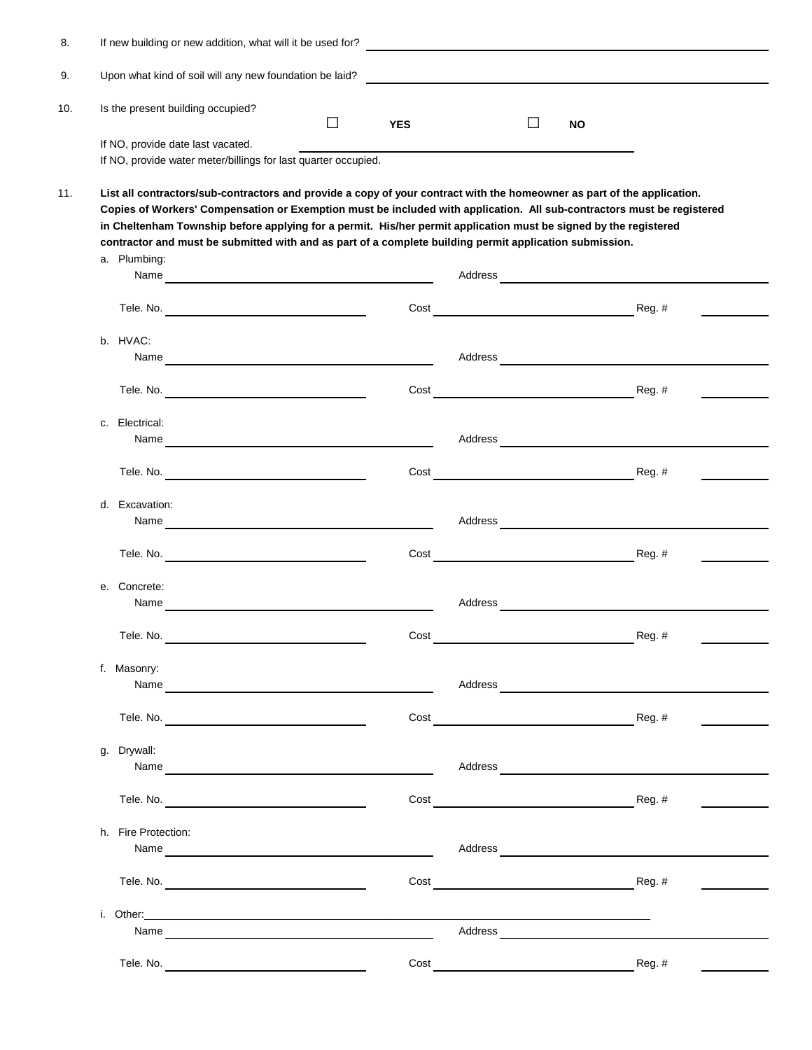8. If new building or new addition, what will it be used for? ______________________________

9. Upon what kind of soil will any new foundation be laid? ______________________________

10. Is the present building occupied? ☐ **YES** ☐ **NO**

If NO, provide date last vacated. ______________________________

If NO, provide water meter/billings for last quarter occupied.

11. **List all contractors/sub-contractors and provide a copy of your contract with the homeowner as part of the application. Copies of Workers' Compensation or Exemption must be included with application. All sub-contractors must be registered in Cheltenham Township before applying for a permit. His/her permit application must be signed by the registered contractor and must be submitted with and as part of a complete building permit application submission.**

a. Plumbing:
Name ______________________ Address ______________________
Tele. No. ______________________ Cost ______________________ Reg. # __________

b. HVAC:
Name ______________________ Address ______________________
Tele. No. ______________________ Cost ______________________ Reg. # __________

c. Electrical:
Name ______________________ Address ______________________
Tele. No. ______________________ Cost ______________________ Reg. # __________

d. Excavation:
Name ______________________ Address ______________________
Tele. No. ______________________ Cost ______________________ Reg. # __________

e. Concrete:
Name ______________________ Address ______________________
Tele. No. ______________________ Cost ______________________ Reg. # __________

f. Masonry:
Name ______________________ Address ______________________
Tele. No. ______________________ Cost ______________________ Reg. # __________

g. Drywall:
Name ______________________ Address ______________________
Tele. No. ______________________ Cost ______________________ Reg. # __________

h. Fire Protection:
Name ______________________ Address ______________________
Tele. No. ______________________ Cost ______________________ Reg. # __________

i. Other: ______________________________
Name ______________________ Address ______________________
Tele. No. ______________________ Cost ______________________ Reg. # __________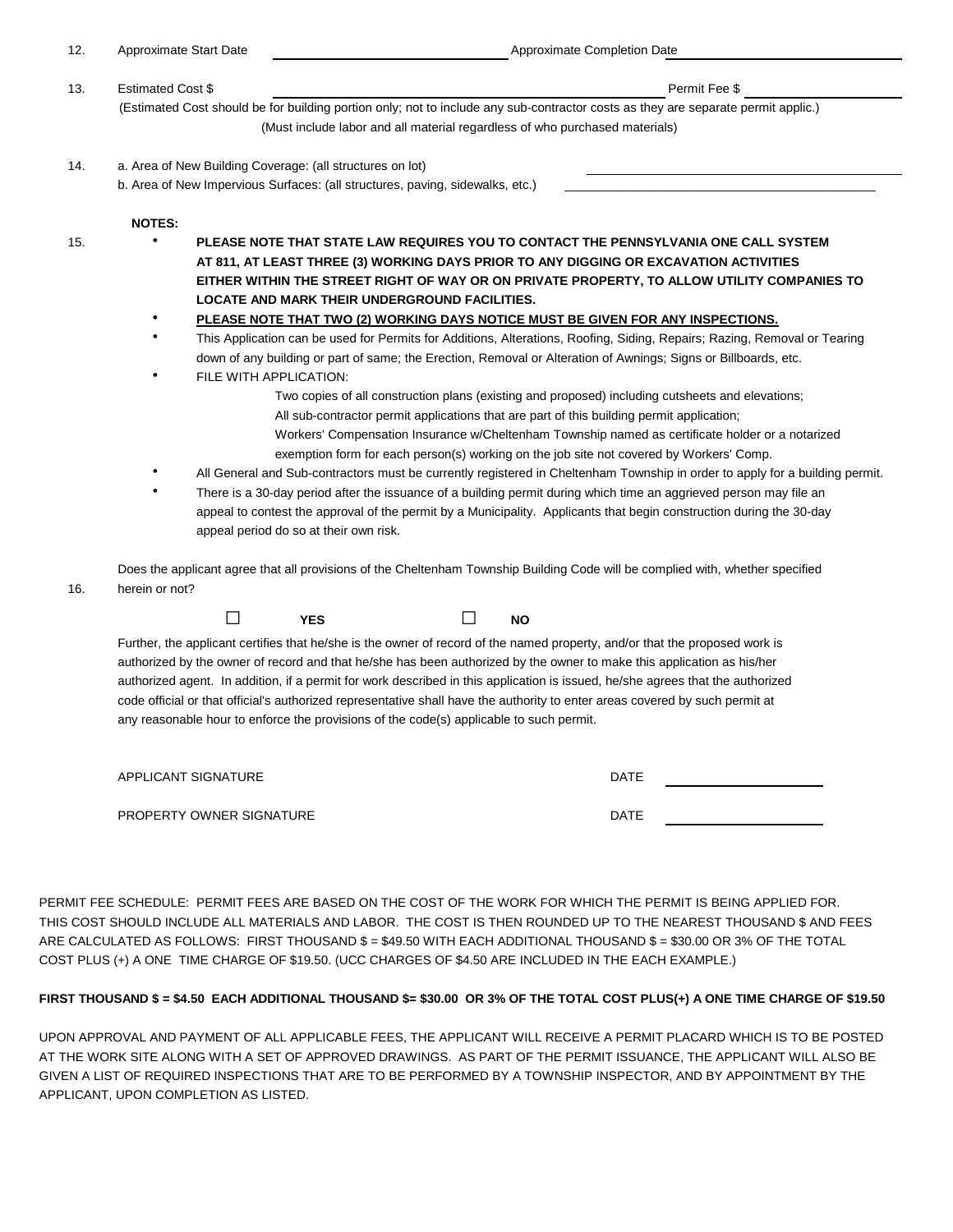12. Approximate Start Date \_\_\_\_\_\_\_\_\_\_\_\_\_\_\_\_\_\_\_\_ Approximate Completion Date \_\_\_\_\_\_\_\_\_\_\_\_\_\_\_\_\_\_\_\_

13. Estimated Cost $ \_\_\_\_\_\_\_\_\_\_\_\_\_\_\_\_\_\_\_\_ Permit Fee $ \_\_\_\_\_\_\_\_\_\_\_\_\_\_\_\_\_\_\_\_

(Estimated Cost should be for building portion only; not to include any sub-contractor costs as they are separate permit applic.)

(Must include labor and all material regardless of who purchased materials)

14. a. Area of New Building Coverage: (all structures on lot) \_\_\_\_\_\_\_\_\_\_\_\_\_\_\_\_\_\_\_\_

b. Area of New Impervious Surfaces: (all structures, paving, sidewalks, etc.) \_\_\_\_\_\_\_\_\_\_\_\_\_\_\_\_\_\_\_\_

**NOTES:**

15.

- **PLEASE NOTE THAT STATE LAW REQUIRES YOU TO CONTACT THE PENNSYLVANIA ONE CALL SYSTEM AT 811, AT LEAST THREE (3) WORKING DAYS PRIOR TO ANY DIGGING OR EXCAVATION ACTIVITIES EITHER WITHIN THE STREET RIGHT OF WAY OR ON PRIVATE PROPERTY, TO ALLOW UTILITY COMPANIES TO LOCATE AND MARK THEIR UNDERGROUND FACILITIES.**
- **PLEASE NOTE THAT TWO (2) WORKING DAYS NOTICE MUST BE GIVEN FOR ANY INSPECTIONS.**
- This Application can be used for Permits for Additions, Alterations, Roofing, Siding, Repairs; Razing, Removal or Tearing down of any building or part of same; the Erection, Removal or Alteration of Awnings; Signs or Billboards, etc.
- FILE WITH APPLICATION:
  - Two copies of all construction plans (existing and proposed) including cutsheets and elevations;
  - All sub-contractor permit applications that are part of this building permit application;
  - Workers' Compensation Insurance w/Cheltenham Township named as certificate holder or a notarized exemption form for each person(s) working on the job site not covered by Workers' Comp.
- All General and Sub-contractors must be currently registered in Cheltenham Township in order to apply for a building permit.
- There is a 30-day period after the issuance of a building permit during which time an aggrieved person may file an appeal to contest the approval of the permit by a Municipality. Applicants that begin construction during the 30-day appeal period do so at their own risk.

16. Does the applicant agree that all provisions of the Cheltenham Township Building Code will be complied with, whether specified herein or not?

☐ **YES** ☐ **NO**

Further, the applicant certifies that he/she is the owner of record of the named property, and/or that the proposed work is authorized by the owner of record and that he/she has been authorized by the owner to make this application as his/her authorized agent. In addition, if a permit for work described in this application is issued, he/she agrees that the authorized code official or that official's authorized representative shall have the authority to enter areas covered by such permit at any reasonable hour to enforce the provisions of the code(s) applicable to such permit.

APPLICANT SIGNATURE DATE \_\_\_\_\_\_\_\_\_\_\_\_\_\_\_\_\_\_\_\_

PROPERTY OWNER SIGNATURE DATE \_\_\_\_\_\_\_\_\_\_\_\_\_\_\_\_\_\_\_\_

PERMIT FEE SCHEDULE: PERMIT FEES ARE BASED ON THE COST OF THE WORK FOR WHICH THE PERMIT IS BEING APPLIED FOR. THIS COST SHOULD INCLUDE ALL MATERIALS AND LABOR. THE COST IS THEN ROUNDED UP TO THE NEAREST THOUSAND $ AND FEES ARE CALCULATED AS FOLLOWS: FIRST THOUSAND $ = $49.50 WITH EACH ADDITIONAL THOUSAND $ = $30.00 OR 3% OF THE TOTAL COST PLUS (+) A ONE TIME CHARGE OF $19.50. (UCC CHARGES OF $4.50 ARE INCLUDED IN THE EACH EXAMPLE.)

**FIRST THOUSAND $ = $4.50 EACH ADDITIONAL THOUSAND $= $30.00 OR 3% OF THE TOTAL COST PLUS(+) A ONE TIME CHARGE OF $19.50**

UPON APPROVAL AND PAYMENT OF ALL APPLICABLE FEES, THE APPLICANT WILL RECEIVE A PERMIT PLACARD WHICH IS TO BE POSTED AT THE WORK SITE ALONG WITH A SET OF APPROVED DRAWINGS. AS PART OF THE PERMIT ISSUANCE, THE APPLICANT WILL ALSO BE GIVEN A LIST OF REQUIRED INSPECTIONS THAT ARE TO BE PERFORMED BY A TOWNSHIP INSPECTOR, AND BY APPOINTMENT BY THE APPLICANT, UPON COMPLETION AS LISTED.